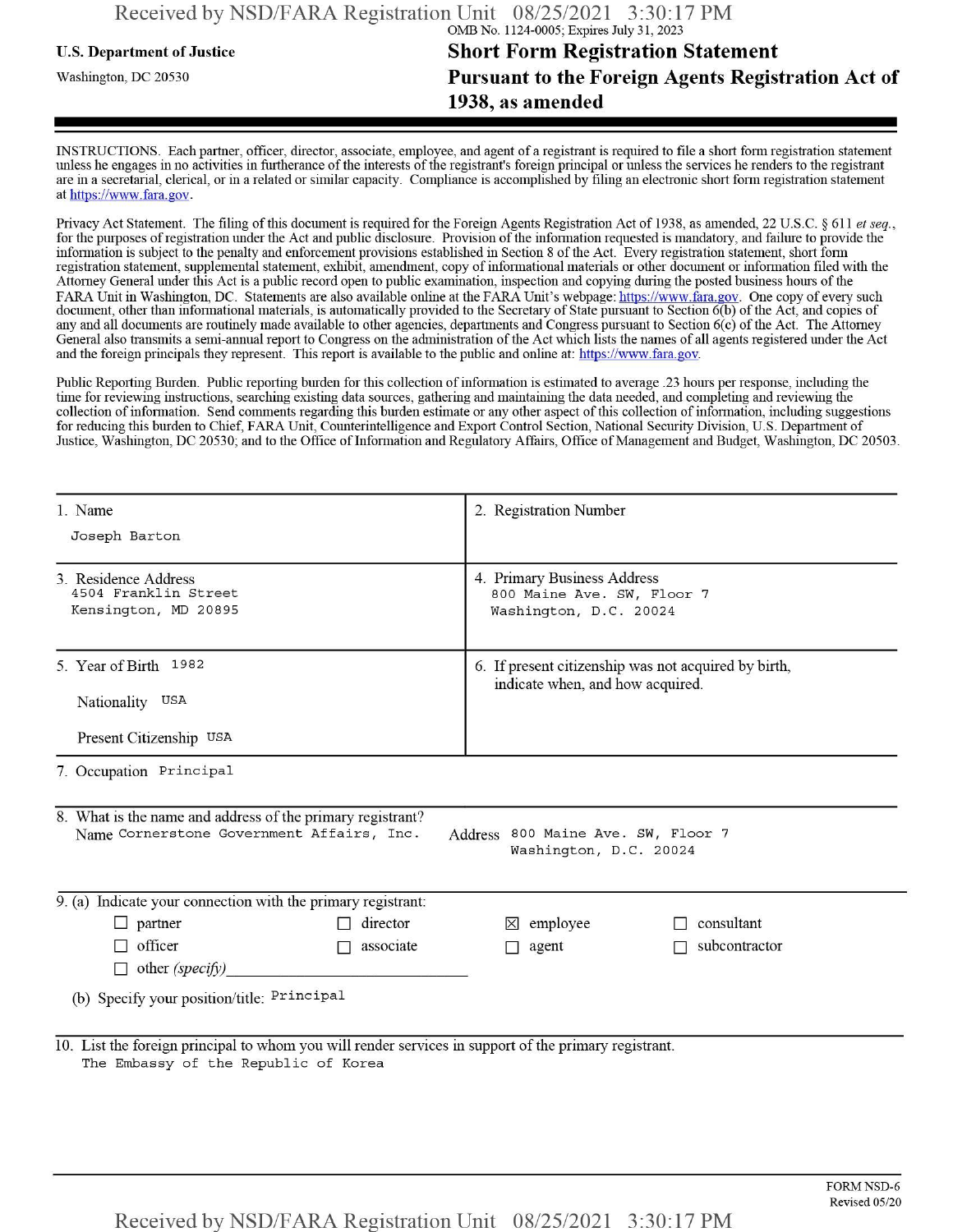OMB No. 1124-0005; Expires July 31, 2023

**U.S. Department of Justice**

Washington, DC 20530

# Short Form Registration Statement Pursuant to the Foreign Agents Registration Act of 1938, as amended

INSTRUCTIONS. Each partner, officer, director, associate, employee, and agent of a registrant is required to file a short form registration statement unless he engages in no activities in furtherance of the interests of the registrant's foreign principal or unless the services he renders to the registrant are in a secretarial, clerical, or in a related or similar capacity. Compliance is accomplished by filing an electronic short form registration statement at https://www.fara.gov.

Privacy Act Statement. The filing of this document is required for the Foreign Agents Registration Act of 1938, as amended, 22 U.S.C. § 611 *et seq.*, for the purposes of registration under the Act and public disclosure. Provision of the information requested is mandatory, and failure to provide the information is subject to the penalty and enforcement provisions established in Section 8 of the Act. Every registration statement, short form registration statement, supplemental statement, exhibit, amendment, copy of informational materials or other document or information filed with the Attorney General under this Act is a public record open to public examination, inspection and copying during the posted business hours of the FARA Unit in Washington, DC. Statements are also available online at the FARA Unit's webpage: https://www.fara.gov. One copy of every such document, other than informational materials, is automatically provided to the Secretary of State pursuant to Section 6(b) of the Act, and copies of any and all documents are routinely made available to other agencies, departments and Congress pursuant to Section 6(c) of the Act. The Attorney General also transmits a semi-annual report to Congress on the administration of the Act which lists the names of all agents registered under the Act and the foreign principals they represent. This report is available to the public and online at: https://www.fara.gov.

Public Reporting Burden. Public reporting burden for this collection of information is estimated to average .23 hours per response, including the time for reviewing instructions, searching existing data sources, gathering and maintaining the data needed, and completing and reviewing the collection of information. Send comments regarding this burden estimate or any other aspect of this collection of information, including suggestions for reducing this burden to Chief, FARA Unit, Counterintelligence and Export Control Section, National Security Division, U.S. Department of Justice, Washington, DC 20530; and to the Office of Information and Regulatory Affairs, Office of Management and Budget, Washington, DC 20503.

| | |
|---|---|
| 1. Name<br>Joseph Barton | 2. Registration Number |
| 3. Residence Address<br>4504 Franklin Street<br>Kensington, MD 20895 | 4. Primary Business Address<br>800 Maine Ave. SW, Floor 7<br>Washington, D.C. 20024 |
| 5. Year of Birth 1982<br>Nationality USA<br>Present Citizenship USA | 6. If present citizenship was not acquired by birth, indicate when, and how acquired. |

7. Occupation Principal

8. What is the name and address of the primary registrant?
Name Cornerstone Government Affairs, Inc. Address 800 Maine Ave. SW, Floor 7 Washington, D.C. 20024

9. (a) Indicate your connection with the primary registrant:

- ☐ partner
- ☐ director
- ☒ employee
- ☐ consultant
- ☐ officer
- ☐ associate
- ☐ agent
- ☐ subcontractor
- ☐ other *(specify)*

(b) Specify your position/title: Principal

10. List the foreign principal to whom you will render services in support of the primary registrant.
The Embassy of the Republic of Korea

FORM NSD-6
Revised 05/20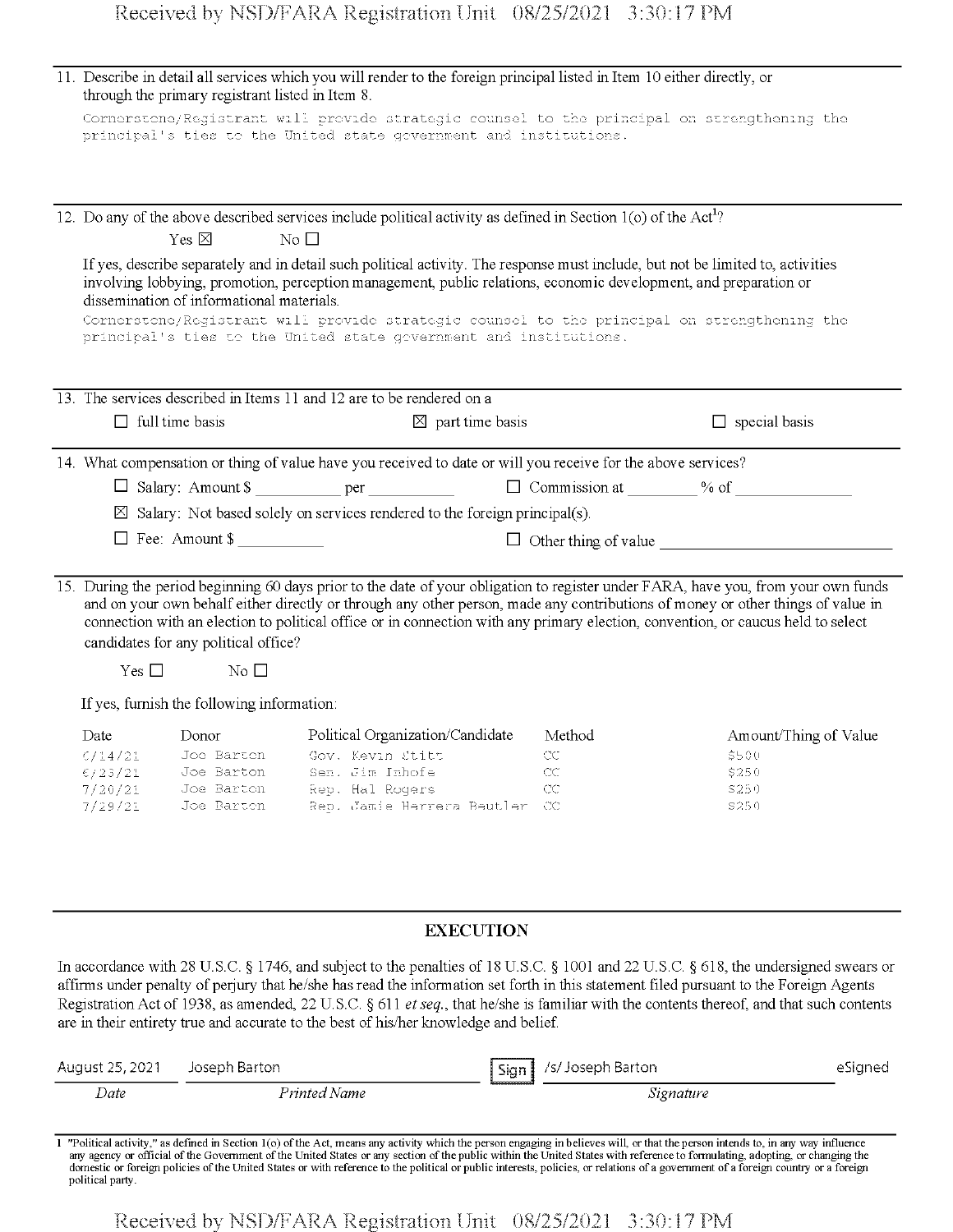11. Describe in detail all services which you will render to the foreign principal listed in Item 10 either directly, or through the primary registrant listed in Item 8.

Cornerstone/Registrant will provide strategic counsel to the principal on strengthening the principal's ties to the United state government and institutions.

12. Do any of the above described services include political activity as defined in Section 1(o) of the Act[1]?

Yes ☒ No ☐

If yes, describe separately and in detail such political activity. The response must include, but not be limited to, activities involving lobbying, promotion, perception management, public relations, economic development, and preparation or dissemination of informational materials.

Cornerstone/Registrant will provide strategic counsel to the principal on strengthening the principal's ties to the United state government and institutions.

13. The services described in Items 11 and 12 are to be rendered on a

☐ full time basis ☒ part time basis ☐ special basis

14. What compensation or thing of value have you received to date or will you receive for the above services?

☐ Salary: Amount $ ________ per ________ ☐ Commission at ______ % of ____________

☒ Salary: Not based solely on services rendered to the foreign principal(s).

☐ Fee: Amount $ ________ ☐ Other thing of value ________________________

15. During the period beginning 60 days prior to the date of your obligation to register under FARA, have you, from your own funds and on your own behalf either directly or through any other person, made any contributions of money or other things of value in connection with an election to political office or in connection with any primary election, convention, or caucus held to select candidates for any political office?

Yes ☐ No ☐

If yes, furnish the following information:

| Date | Donor | Political Organization/Candidate | Method | Amount/Thing of Value |
|---|---|---|---|---|
| 6/14/21 | Joe Barton | Gov. Kevin Stitt | CC | $500 |
| 6/23/21 | Joe Barton | Sen. Jim Inhofe | CC | $250 |
| 7/20/21 | Joe Barton | Rep. Hal Rogers | CC | $250 |
| 7/29/21 | Joe Barton | Rep. Jamie Herrera Beutler | CC | $250 |

## EXECUTION

In accordance with 28 U.S.C. § 1746, and subject to the penalties of 18 U.S.C. § 1001 and 22 U.S.C. § 618, the undersigned swears or affirms under penalty of perjury that he/she has read the information set forth in this statement filed pursuant to the Foreign Agents Registration Act of 1938, as amended, 22 U.S.C. § 611 *et seq.*, that he/she is familiar with the contents thereof, and that such contents are in their entirety true and accurate to the best of his/her knowledge and belief.

| August 25, 2021 | Joseph Barton | /s/ Joseph Barton eSigned |
|---|---|---|
| *Date* | *Printed Name* | *Signature* |

[1] "Political activity," as defined in Section 1(o) of the Act, means any activity which the person engaging in believes will, or that the person intends to, in any way influence any agency or official of the Government of the United States or any section of the public within the United States with reference to formulating, adopting, or changing the domestic or foreign policies of the United States or with reference to the political or public interests, policies, or relations of a government of a foreign country or a foreign political party.